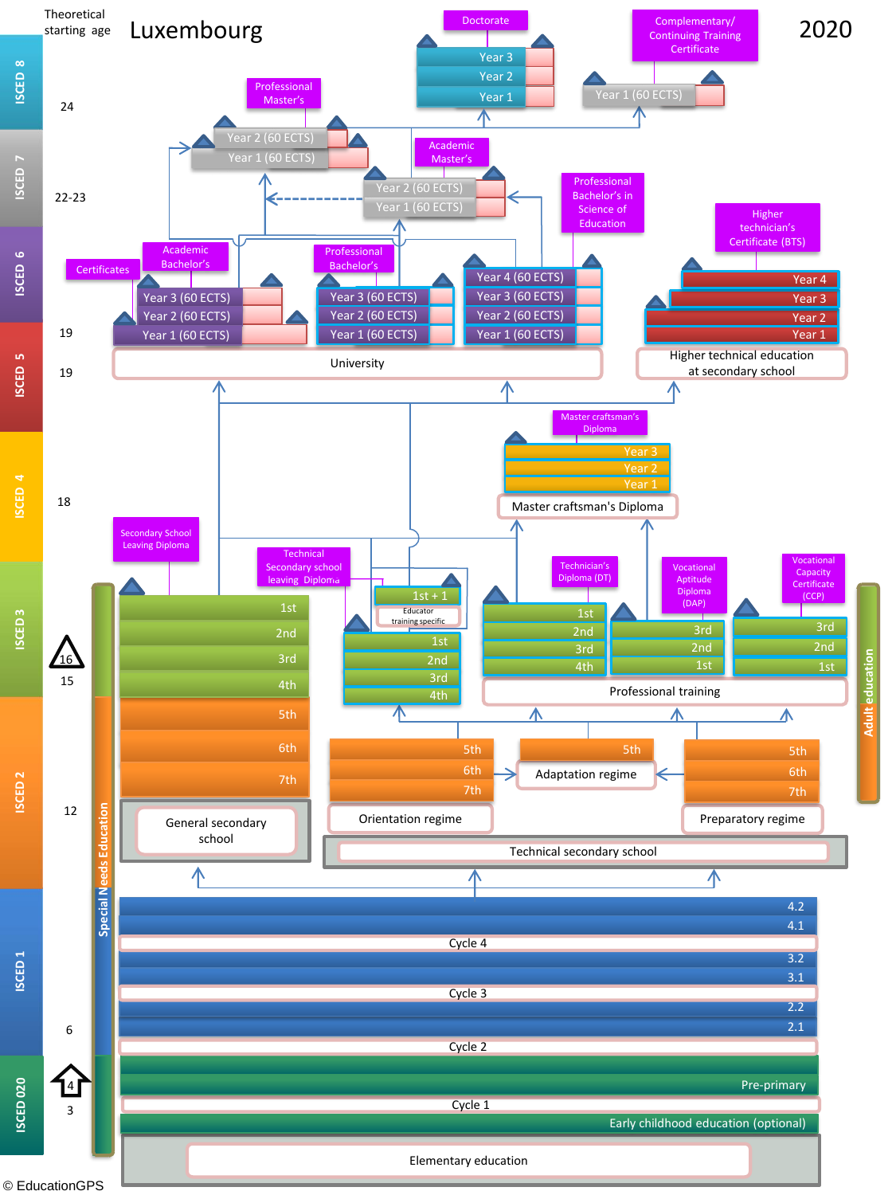# Luxembourg 2020

Theoretical starting age

| ISCED level | Theoretical starting age |
| --- | --- |
| ISCED 8 | 24 |
| ISCED 7 | 22-23 |
| ISCED 6 | 19 |
| ISCED 5 | 19 |
| ISCED 4 | 18 |
| ISCED 3 | 15 (16) |
| ISCED 2 | 12 |
| ISCED 1 | 6 |
| ISCED 020 | 3 (4) |

**ISCED 8**
- Doctorate: Year 1, Year 2, Year 3
- Complementary/ Continuing Training Certificate: Year 1 (60 ECTS)

**ISCED 7**
- Professional Master's: Year 1 (60 ECTS), Year 2 (60 ECTS)
- Academic Master's: Year 1 (60 ECTS), Year 2 (60 ECTS)

**ISCED 6**
- Certificates
- Academic Bachelor's: Year 1 (60 ECTS), Year 2 (60 ECTS), Year 3 (60 ECTS)
- Professional Bachelor's: Year 1 (60 ECTS), Year 2 (60 ECTS), Year 3 (60 ECTS)
- Professional Bachelor's in Science of Education: Year 1 (60 ECTS), Year 2 (60 ECTS), Year 3 (60 ECTS), Year 4 (60 ECTS)
- University

**ISCED 5**
- Higher technician's Certificate (BTS): Year 1, Year 2, Year 3, Year 4
- Higher technical education at secondary school

**ISCED 4**
- Master craftsman's Diploma: Year 1, Year 2, Year 3
- Master craftsman's Diploma

**ISCED 3**
- Secondary School Leaving Diploma: 4th, 3rd, 2nd, 1st
- Technical Secondary school leaving Diploma: 4th, 3rd, 2nd, 1st
- 1st + 1 (Educator training specific)
- Technician's Diploma (DT): 4th, 3rd, 2nd, 1st
- Vocational Aptitude Diploma (DAP): 1st, 2nd, 3rd
- Vocational Capacity Certificate (CCP): 1st, 2nd, 3rd
- Professional training

**ISCED 2**
- General secondary school: 7th, 6th, 5th
- Orientation regime: 7th, 6th, 5th
- Adaptation regime: 5th
- Preparatory regime: 7th, 6th, 5th
- Technical secondary school

**ISCED 1**
- Cycle 2: 2.1, 2.2
- Cycle 3: 3.1, 3.2
- Cycle 4: 4.1, 4.2

**ISCED 020**
- Cycle 1: Early childhood education (optional), Pre-primary
- Elementary education

Special Needs Education

Adult education

© EducationGPS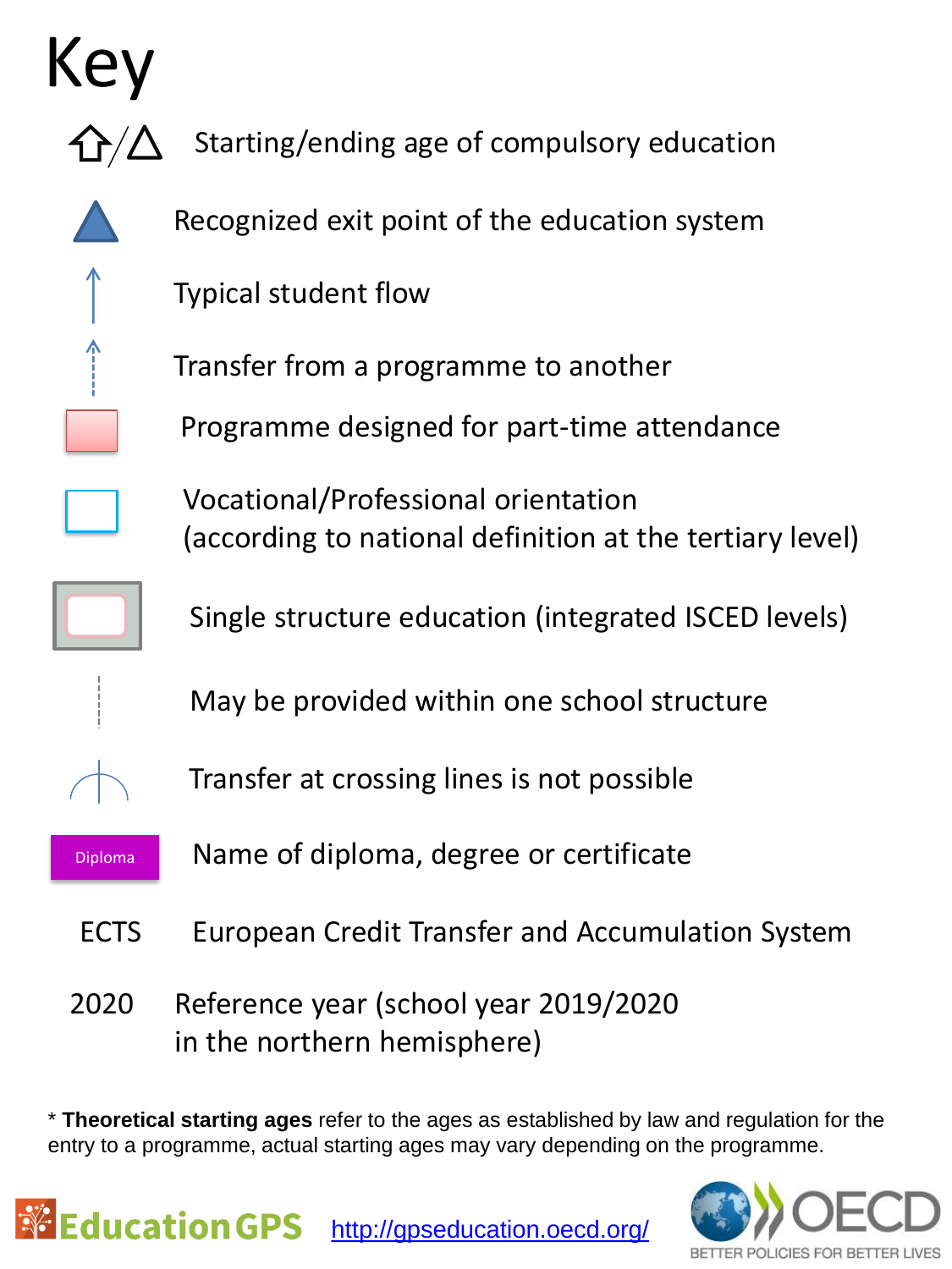# Key

⇧/△ Starting/ending age of compulsory education

Recognized exit point of the education system

Typical student flow

Transfer from a programme to another

Programme designed for part-time attendance

Vocational/Professional orientation
(according to national definition at the tertiary level)

Single structure education (integrated ISCED levels)

May be provided within one school structure

Transfer at crossing lines is not possible

Diploma — Name of diploma, degree or certificate

ECTS — European Credit Transfer and Accumulation System

2020 — Reference year (school year 2019/2020 in the northern hemisphere)

* **Theoretical starting ages** refer to the ages as established by law and regulation for the entry to a programme, actual starting ages may vary depending on the programme.

Education GPS http://gpseducation.oecd.org/

OECD BETTER POLICIES FOR BETTER LIVES